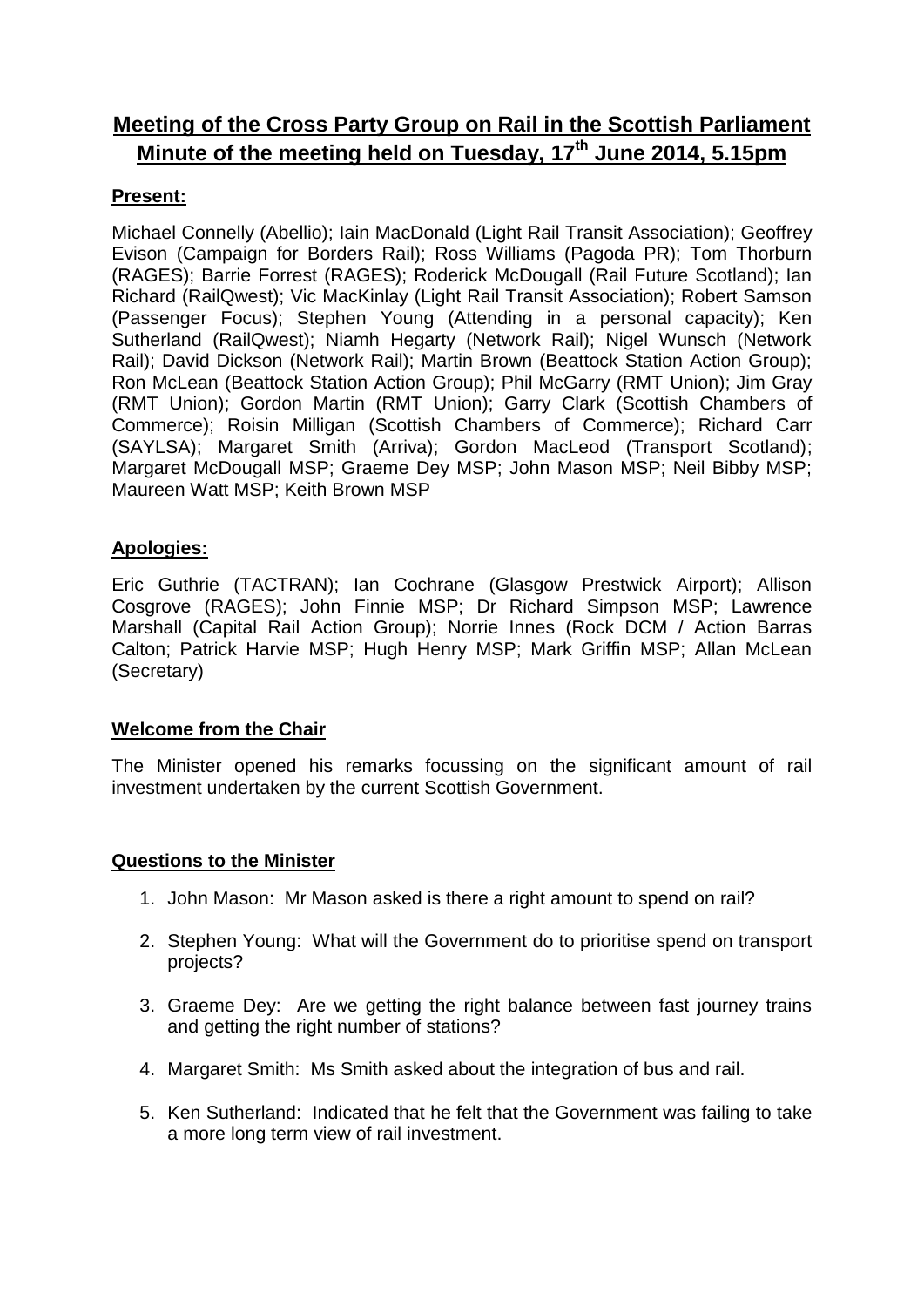# Meeting of the Cross Party Group on Rail in the Scottish Parliament
# Minute of the meeting held on Tuesday, 17th June 2014, 5.15pm

**Present:**

Michael Connelly (Abellio); Iain MacDonald (Light Rail Transit Association); Geoffrey Evison (Campaign for Borders Rail); Ross Williams (Pagoda PR); Tom Thorburn (RAGES); Barrie Forrest (RAGES); Roderick McDougall (Rail Future Scotland); Ian Richard (RailQwest); Vic MacKinlay (Light Rail Transit Association); Robert Samson (Passenger Focus); Stephen Young (Attending in a personal capacity); Ken Sutherland (RailQwest); Niamh Hegarty (Network Rail); Nigel Wunsch (Network Rail); David Dickson (Network Rail); Martin Brown (Beattock Station Action Group); Ron McLean (Beattock Station Action Group); Phil McGarry (RMT Union); Jim Gray (RMT Union); Gordon Martin (RMT Union); Garry Clark (Scottish Chambers of Commerce); Roisin Milligan (Scottish Chambers of Commerce); Richard Carr (SAYLSA); Margaret Smith (Arriva); Gordon MacLeod (Transport Scotland); Margaret McDougall MSP; Graeme Dey MSP; John Mason MSP; Neil Bibby MSP; Maureen Watt MSP; Keith Brown MSP

**Apologies:**

Eric Guthrie (TACTRAN); Ian Cochrane (Glasgow Prestwick Airport); Allison Cosgrove (RAGES); John Finnie MSP; Dr Richard Simpson MSP; Lawrence Marshall (Capital Rail Action Group); Norrie Innes (Rock DCM / Action Barras Calton; Patrick Harvie MSP; Hugh Henry MSP; Mark Griffin MSP; Allan McLean (Secretary)

**Welcome from the Chair**

The Minister opened his remarks focussing on the significant amount of rail investment undertaken by the current Scottish Government.

**Questions to the Minister**

1. John Mason: Mr Mason asked is there a right amount to spend on rail?
2. Stephen Young: What will the Government do to prioritise spend on transport projects?
3. Graeme Dey: Are we getting the right balance between fast journey trains and getting the right number of stations?
4. Margaret Smith: Ms Smith asked about the integration of bus and rail.
5. Ken Sutherland: Indicated that he felt that the Government was failing to take a more long term view of rail investment.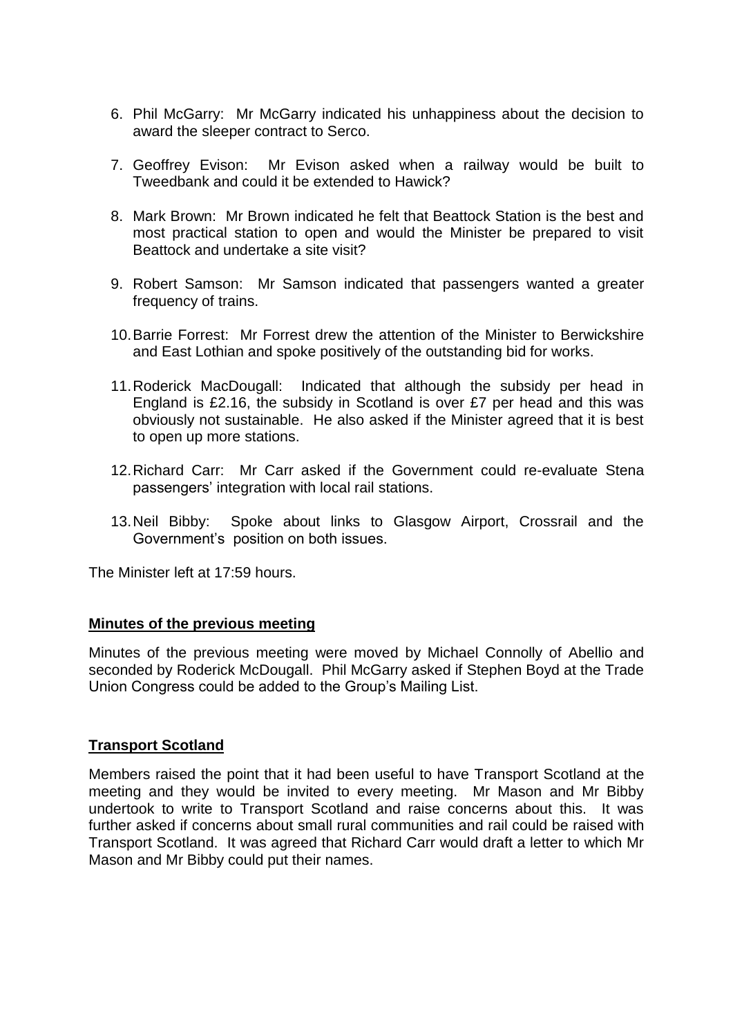6. Phil McGarry: Mr McGarry indicated his unhappiness about the decision to award the sleeper contract to Serco.

7. Geoffrey Evison: Mr Evison asked when a railway would be built to Tweedbank and could it be extended to Hawick?

8. Mark Brown: Mr Brown indicated he felt that Beattock Station is the best and most practical station to open and would the Minister be prepared to visit Beattock and undertake a site visit?

9. Robert Samson: Mr Samson indicated that passengers wanted a greater frequency of trains.

10. Barrie Forrest: Mr Forrest drew the attention of the Minister to Berwickshire and East Lothian and spoke positively of the outstanding bid for works.

11. Roderick MacDougall: Indicated that although the subsidy per head in England is £2.16, the subsidy in Scotland is over £7 per head and this was obviously not sustainable. He also asked if the Minister agreed that it is best to open up more stations.

12. Richard Carr: Mr Carr asked if the Government could re-evaluate Stena passengers' integration with local rail stations.

13. Neil Bibby: Spoke about links to Glasgow Airport, Crossrail and the Government's position on both issues.

The Minister left at 17:59 hours.

**Minutes of the previous meeting**

Minutes of the previous meeting were moved by Michael Connolly of Abellio and seconded by Roderick McDougall. Phil McGarry asked if Stephen Boyd at the Trade Union Congress could be added to the Group's Mailing List.

**Transport Scotland**

Members raised the point that it had been useful to have Transport Scotland at the meeting and they would be invited to every meeting. Mr Mason and Mr Bibby undertook to write to Transport Scotland and raise concerns about this. It was further asked if concerns about small rural communities and rail could be raised with Transport Scotland. It was agreed that Richard Carr would draft a letter to which Mr Mason and Mr Bibby could put their names.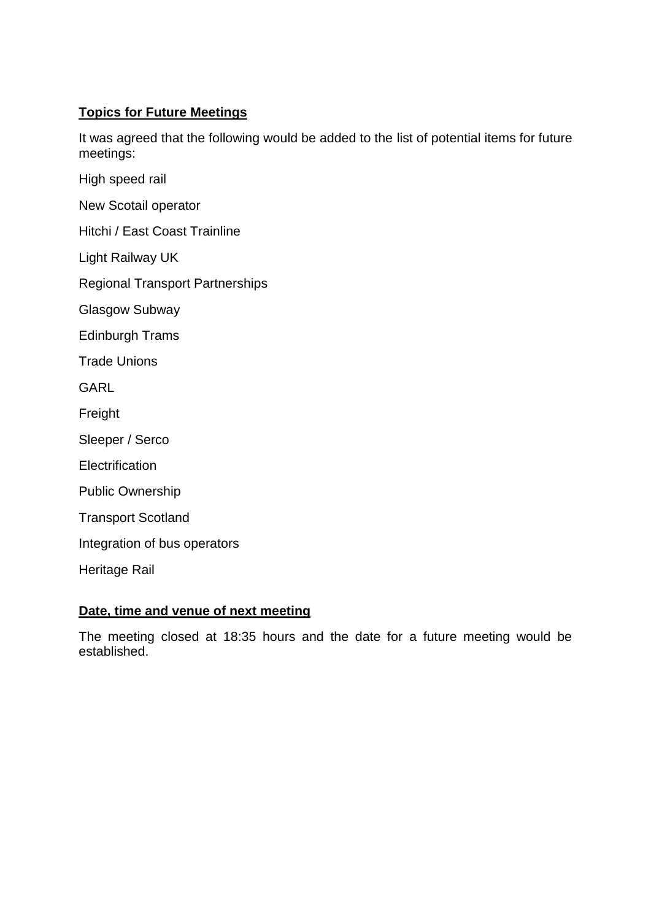**Topics for Future Meetings**

It was agreed that the following would be added to the list of potential items for future meetings:

High speed rail

New Scotail operator

Hitchi / East Coast Trainline

Light Railway UK

Regional Transport Partnerships

Glasgow Subway

Edinburgh Trams

Trade Unions

GARL

Freight

Sleeper / Serco

Electrification

Public Ownership

Transport Scotland

Integration of bus operators

Heritage Rail

**Date, time and venue of next meeting**

The meeting closed at 18:35 hours and the date for a future meeting would be established.